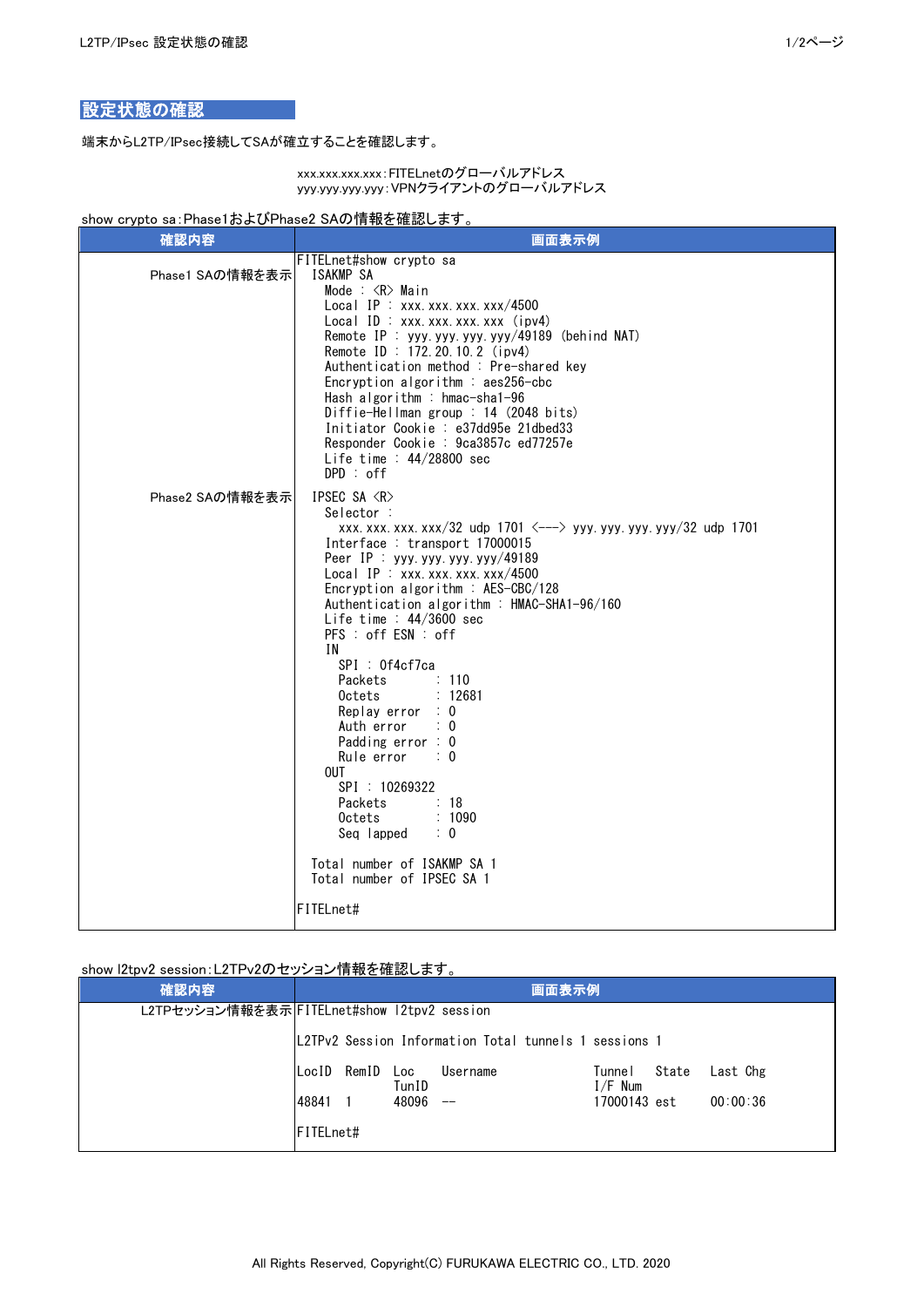## 設定状態の確認

端末からL2TP/IPsec接続してSAが確立することを確認します。

xxx.xxx.xxx.xxx : FITELnetのグローバルアドレス
yyy.yyy.yyy.yyy : VPNクライアントのグローバルアドレス

show crypto sa : Phase1およびPhase2 SAの情報を確認します。

| 確認内容 | 画面表示例 |
|---|---|
| Phase1 SAの情報を表示<br>Phase2 SAの情報を表示 | (下記参照) |

```
FITELnet#show crypto sa
  ISAKMP SA
    Mode : <R> Main
    Local IP : xxx.xxx.xxx.xxx/4500
    Local ID : xxx.xxx.xxx.xxx (ipv4)
    Remote IP : yyy.yyy.yyy.yyy/49189 (behind NAT)
    Remote ID : 172.20.10.2 (ipv4)
    Authentication method : Pre-shared key
    Encryption algorithm : aes256-cbc
    Hash algorithm : hmac-sha1-96
    Diffie-Hellman group : 14 (2048 bits)
    Initiator Cookie : e37dd95e 21dbed33
    Responder Cookie : 9ca3857c ed77257e
    Life time : 44/28800 sec
    DPD : off

  IPSEC SA <R>
    Selector :
      xxx.xxx.xxx.xxx/32 udp 1701 <---> yyy.yyy.yyy.yyy/32 udp 1701
    Interface : transport 17000015
    Peer IP : yyy.yyy.yyy.yyy/49189
    Local IP : xxx.xxx.xxx.xxx/4500
    Encryption algorithm : AES-CBC/128
    Authentication algorithm : HMAC-SHA1-96/160
    Life time : 44/3600 sec
    PFS : off ESN : off
    IN
      SPI : 0f4cf7ca
      Packets       : 110
      Octets        : 12681
      Replay error  : 0
      Auth error    : 0
      Padding error : 0
      Rule error    : 0
    OUT
      SPI : 10269322
      Packets       : 18
      Octets        : 1090
      Seq lapped    : 0

  Total number of ISAKMP SA 1
  Total number of IPSEC SA 1

FITELnet#
```

show l2tpv2 session : L2TPv2のセッション情報を確認します。

| 確認内容 | 画面表示例 |
|---|---|
| L2TPセッション情報を表示 | (下記参照) |

```
FITELnet#show l2tpv2 session

L2TPv2 Session Information Total tunnels 1 sessions 1

LocID  RemID  Loc     Username              Tunnel    State   Last Chg
              TunID                         I/F Num
48841  1      48096   --                    17000143  est     00:00:36

FITELnet#
```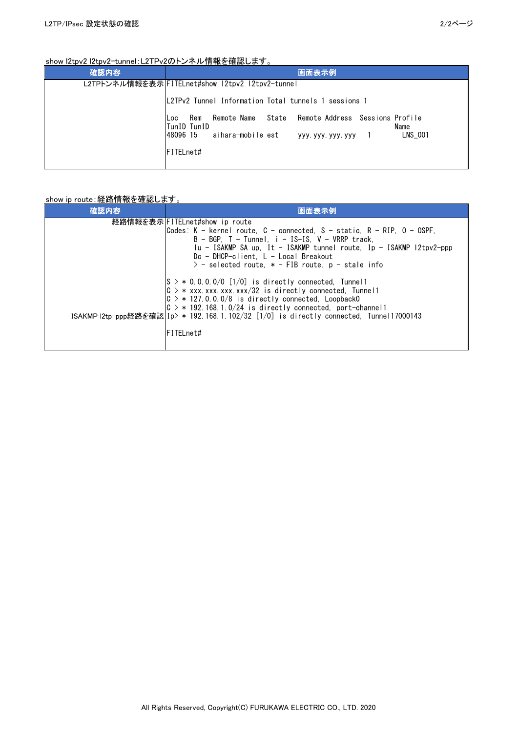show l2tpv2 l2tpv2-tunnel：L2TPv2のトンネル情報を確認します。

| 確認内容 | 画面表示例 |
| --- | --- |
| L2TPトンネル情報を表示 | FITELnet#show l2tpv2 l2tpv2-tunnel<br><br>L2TPv2 Tunnel Information Total tunnels 1 sessions 1<br><br>Loc Rem Remote Name State Remote Address Sessions Profile<br>TunID TunID Name<br>48096 15 aihara-mobile est yyy.yyy.yyy.yyy 1 LNS_001<br><br>FITELnet# |

show ip route：経路情報を確認します。

| 確認内容 | 画面表示例 |
| --- | --- |
| 経路情報を表示 | FITELnet#show ip route<br>Codes: K - kernel route, C - connected, S - static, R - RIP, O - OSPF,<br>B - BGP, T - Tunnel, i - IS-IS, V - VRRP track,<br>Iu - ISAKMP SA up, It - ISAKMP tunnel route, Ip - ISAKMP l2tpv2-ppp<br>Dc - DHCP-client, L - Local Breakout<br>> - selected route, * - FIB route, p - stale info<br><br>S > * 0.0.0.0/0 [1/0] is directly connected, Tunnel1<br>C > * xxx.xxx.xxx.xxx/32 is directly connected, Tunnel1<br>C > * 127.0.0.0/8 is directly connected, Loopback0<br>C > * 192.168.1.0/24 is directly connected, port-channel1 |
| ISAKMP l2tp-ppp経路を確認 | Ip> * 192.168.1.102/32 [1/0] is directly connected, Tunnel17000143<br><br>FITELnet# |

All Rights Reserved, Copyright(C) FURUKAWA ELECTRIC CO., LTD. 2020